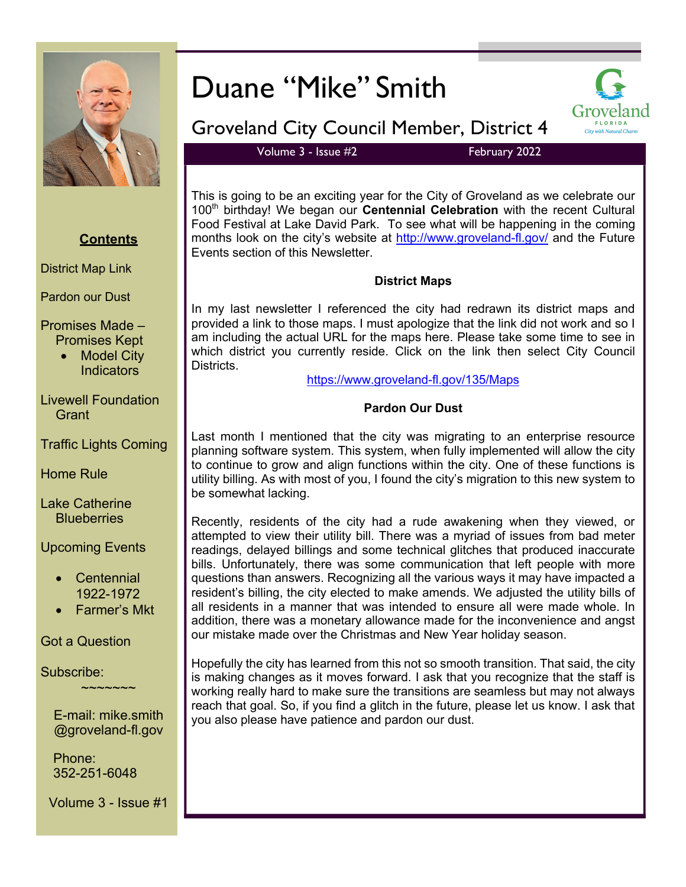# Duane "Mike" Smith

## Groveland City Council Member, District 4

Volume 3 - Issue #2 — February 2022

**Contents**

- District Map Link
- Pardon our Dust
- Promises Made – Promises Kept
  - Model City Indicators
- Livewell Foundation Grant
- Traffic Lights Coming
- Home Rule
- Lake Catherine Blueberries
- Upcoming Events
  - Centennial 1922-1972
  - Farmer's Mkt
- Got a Question
- Subscribe:

~~~~~~~

E-mail: mike.smith@groveland-fl.gov

Phone: 352-251-6048

Volume 3 - Issue #1

This is going to be an exciting year for the City of Groveland as we celebrate our 100th birthday! We began our **Centennial Celebration** with the recent Cultural Food Festival at Lake David Park. To see what will be happening in the coming months look on the city's website at http://www.groveland-fl.gov/ and the Future Events section of this Newsletter.

### District Maps

In my last newsletter I referenced the city had redrawn its district maps and provided a link to those maps. I must apologize that the link did not work and so I am including the actual URL for the maps here. Please take some time to see in which district you currently reside. Click on the link then select City Council Districts.

https://www.groveland-fl.gov/135/Maps

### Pardon Our Dust

Last month I mentioned that the city was migrating to an enterprise resource planning software system. This system, when fully implemented will allow the city to continue to grow and align functions within the city. One of these functions is utility billing. As with most of you, I found the city's migration to this new system to be somewhat lacking.

Recently, residents of the city had a rude awakening when they viewed, or attempted to view their utility bill. There was a myriad of issues from bad meter readings, delayed billings and some technical glitches that produced inaccurate bills. Unfortunately, there was some communication that left people with more questions than answers. Recognizing all the various ways it may have impacted a resident's billing, the city elected to make amends. We adjusted the utility bills of all residents in a manner that was intended to ensure all were made whole. In addition, there was a monetary allowance made for the inconvenience and angst our mistake made over the Christmas and New Year holiday season.

Hopefully the city has learned from this not so smooth transition. That said, the city is making changes as it moves forward. I ask that you recognize that the staff is working really hard to make sure the transitions are seamless but may not always reach that goal. So, if you find a glitch in the future, please let us know. I ask that you also please have patience and pardon our dust.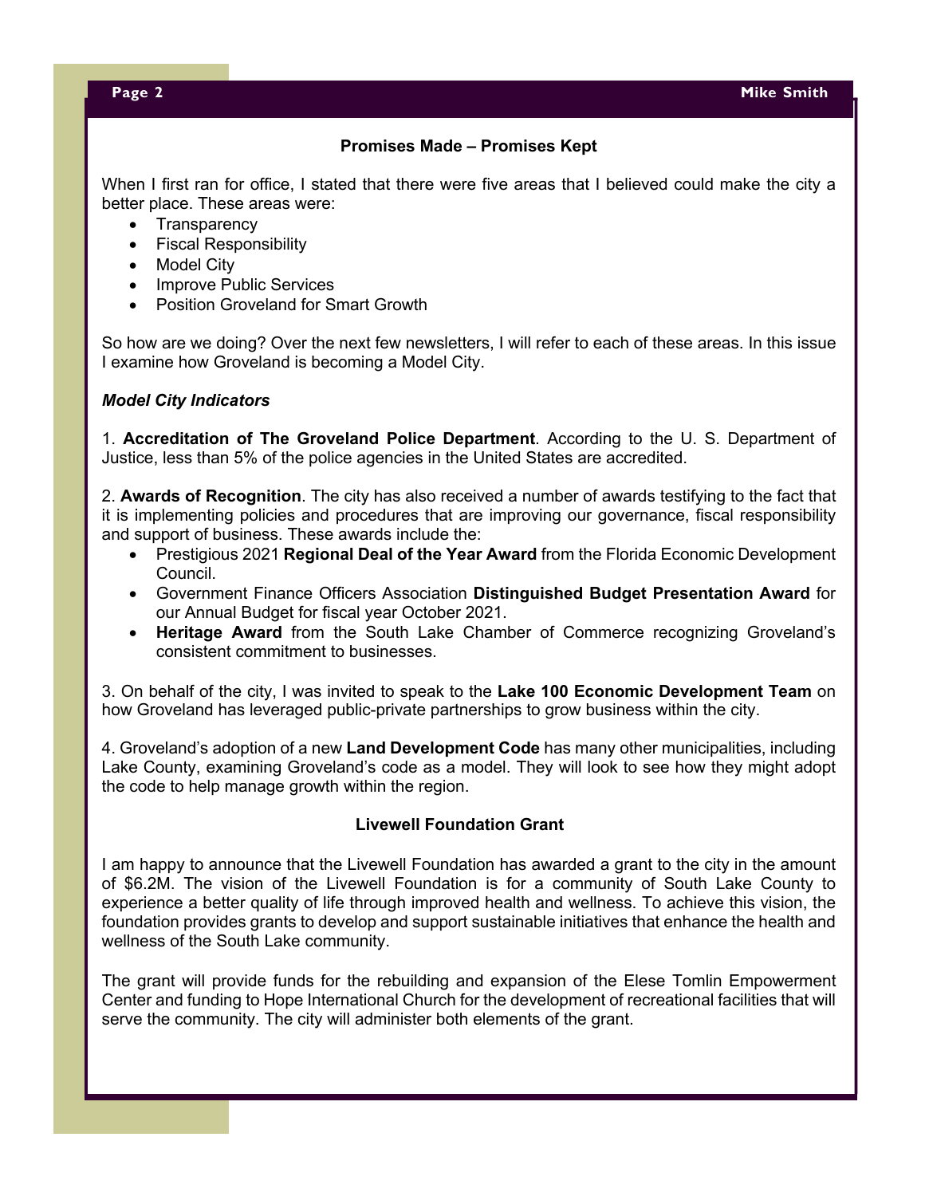## Promises Made – Promises Kept

When I first ran for office, I stated that there were five areas that I believed could make the city a better place. These areas were:

- Transparency
- Fiscal Responsibility
- Model City
- Improve Public Services
- Position Groveland for Smart Growth

So how are we doing? Over the next few newsletters, I will refer to each of these areas. In this issue I examine how Groveland is becoming a Model City.

***Model City Indicators***

1. **Accreditation of The Groveland Police Department**. According to the U. S. Department of Justice, less than 5% of the police agencies in the United States are accredited.

2. **Awards of Recognition**. The city has also received a number of awards testifying to the fact that it is implementing policies and procedures that are improving our governance, fiscal responsibility and support of business. These awards include the:

- Prestigious 2021 **Regional Deal of the Year Award** from the Florida Economic Development Council.
- Government Finance Officers Association **Distinguished Budget Presentation Award** for our Annual Budget for fiscal year October 2021.
- **Heritage Award** from the South Lake Chamber of Commerce recognizing Groveland's consistent commitment to businesses.

3. On behalf of the city, I was invited to speak to the **Lake 100 Economic Development Team** on how Groveland has leveraged public-private partnerships to grow business within the city.

4. Groveland's adoption of a new **Land Development Code** has many other municipalities, including Lake County, examining Groveland's code as a model. They will look to see how they might adopt the code to help manage growth within the region.

## Livewell Foundation Grant

I am happy to announce that the Livewell Foundation has awarded a grant to the city in the amount of $6.2M. The vision of the Livewell Foundation is for a community of South Lake County to experience a better quality of life through improved health and wellness. To achieve this vision, the foundation provides grants to develop and support sustainable initiatives that enhance the health and wellness of the South Lake community.

The grant will provide funds for the rebuilding and expansion of the Elese Tomlin Empowerment Center and funding to Hope International Church for the development of recreational facilities that will serve the community. The city will administer both elements of the grant.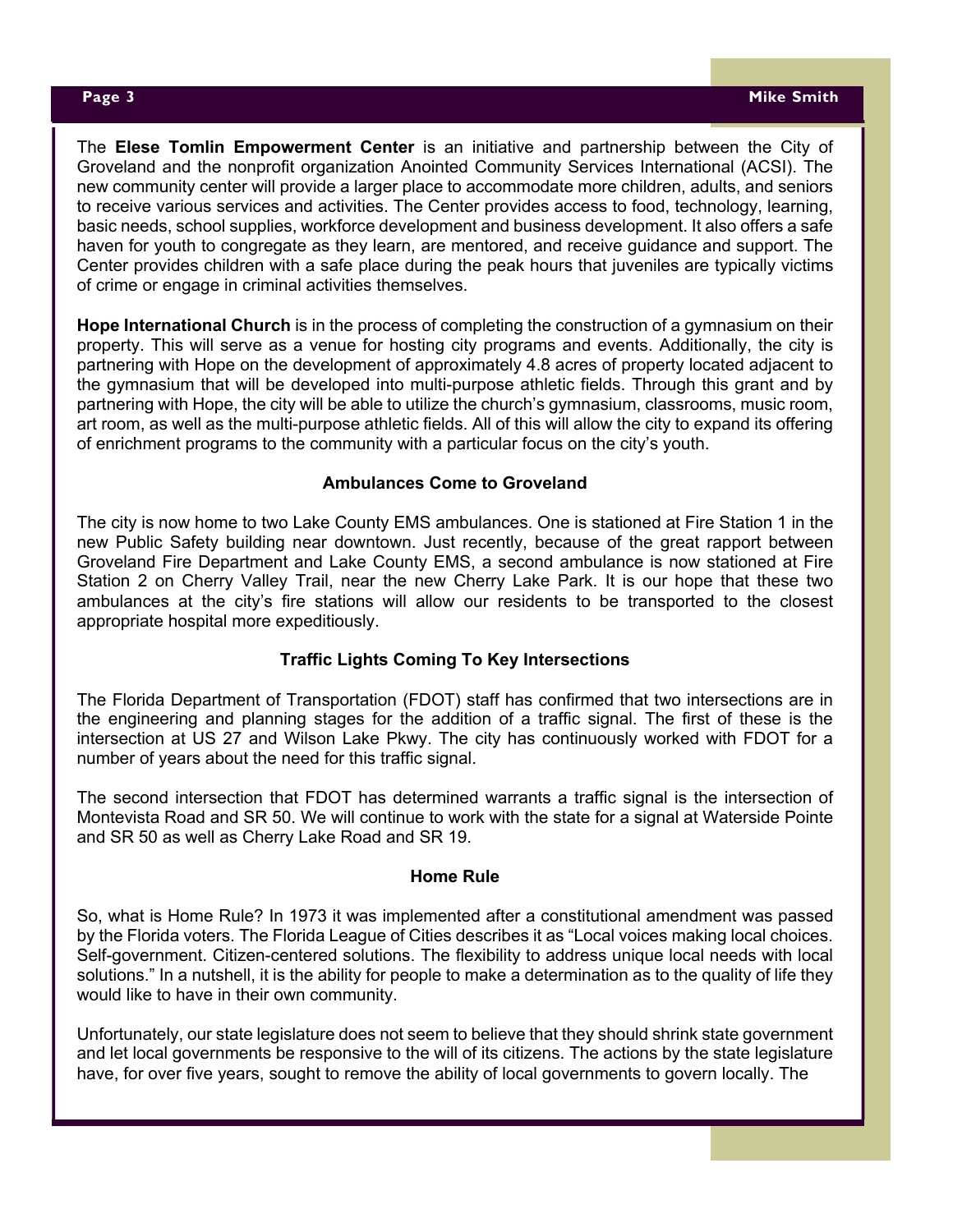The **Elese Tomlin Empowerment Center** is an initiative and partnership between the City of Groveland and the nonprofit organization Anointed Community Services International (ACSI). The new community center will provide a larger place to accommodate more children, adults, and seniors to receive various services and activities. The Center provides access to food, technology, learning, basic needs, school supplies, workforce development and business development. It also offers a safe haven for youth to congregate as they learn, are mentored, and receive guidance and support. The Center provides children with a safe place during the peak hours that juveniles are typically victims of crime or engage in criminal activities themselves.

**Hope International Church** is in the process of completing the construction of a gymnasium on their property. This will serve as a venue for hosting city programs and events. Additionally, the city is partnering with Hope on the development of approximately 4.8 acres of property located adjacent to the gymnasium that will be developed into multi-purpose athletic fields. Through this grant and by partnering with Hope, the city will be able to utilize the church's gymnasium, classrooms, music room, art room, as well as the multi-purpose athletic fields. All of this will allow the city to expand its offering of enrichment programs to the community with a particular focus on the city's youth.

### Ambulances Come to Groveland

The city is now home to two Lake County EMS ambulances. One is stationed at Fire Station 1 in the new Public Safety building near downtown. Just recently, because of the great rapport between Groveland Fire Department and Lake County EMS, a second ambulance is now stationed at Fire Station 2 on Cherry Valley Trail, near the new Cherry Lake Park. It is our hope that these two ambulances at the city's fire stations will allow our residents to be transported to the closest appropriate hospital more expeditiously.

### Traffic Lights Coming To Key Intersections

The Florida Department of Transportation (FDOT) staff has confirmed that two intersections are in the engineering and planning stages for the addition of a traffic signal. The first of these is the intersection at US 27 and Wilson Lake Pkwy. The city has continuously worked with FDOT for a number of years about the need for this traffic signal.

The second intersection that FDOT has determined warrants a traffic signal is the intersection of Montevista Road and SR 50. We will continue to work with the state for a signal at Waterside Pointe and SR 50 as well as Cherry Lake Road and SR 19.

### Home Rule

So, what is Home Rule? In 1973 it was implemented after a constitutional amendment was passed by the Florida voters. The Florida League of Cities describes it as "Local voices making local choices. Self-government. Citizen-centered solutions. The flexibility to address unique local needs with local solutions." In a nutshell, it is the ability for people to make a determination as to the quality of life they would like to have in their own community.

Unfortunately, our state legislature does not seem to believe that they should shrink state government and let local governments be responsive to the will of its citizens. The actions by the state legislature have, for over five years, sought to remove the ability of local governments to govern locally. The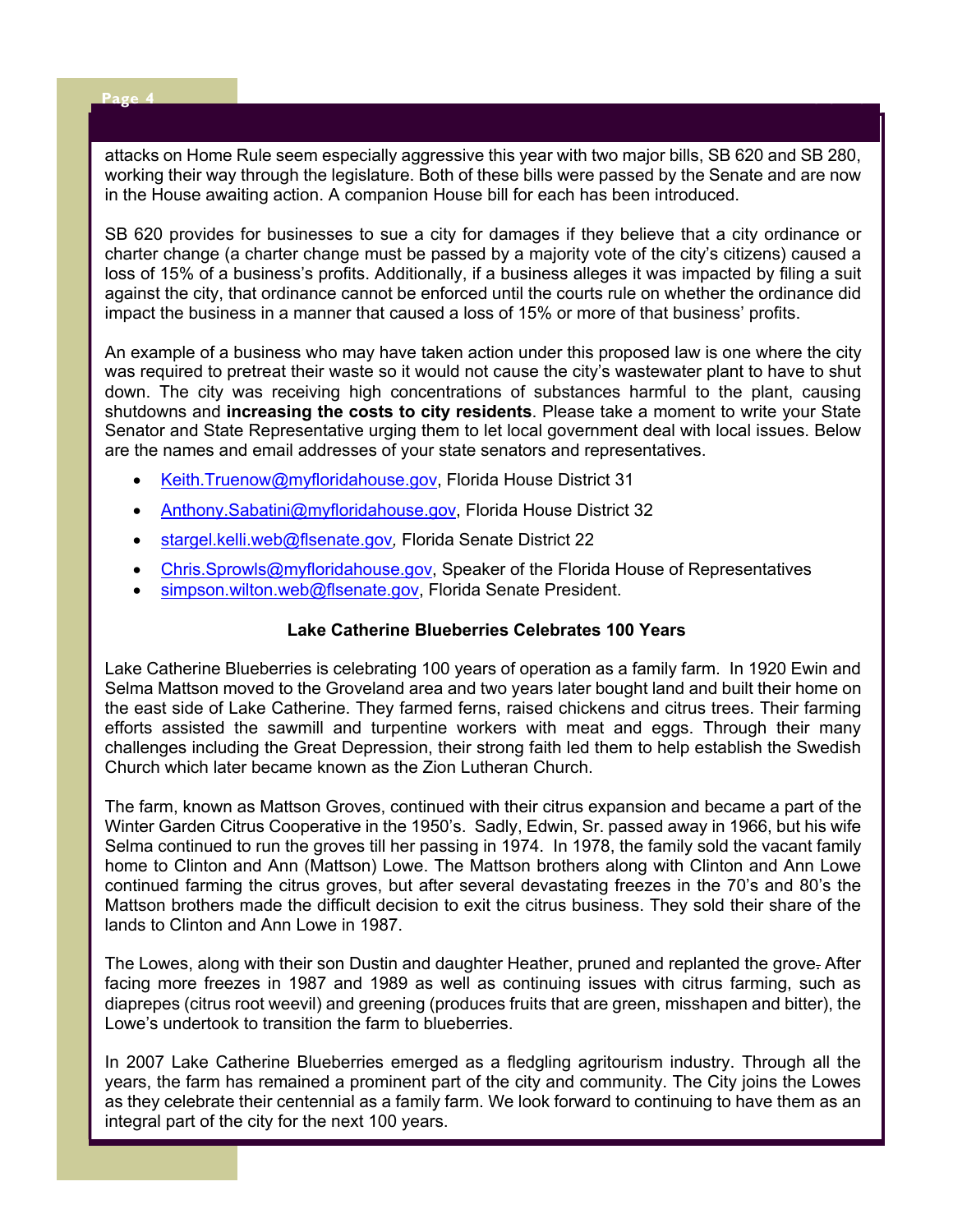attacks on Home Rule seem especially aggressive this year with two major bills, SB 620 and SB 280, working their way through the legislature. Both of these bills were passed by the Senate and are now in the House awaiting action. A companion House bill for each has been introduced.

SB 620 provides for businesses to sue a city for damages if they believe that a city ordinance or charter change (a charter change must be passed by a majority vote of the city's citizens) caused a loss of 15% of a business's profits. Additionally, if a business alleges it was impacted by filing a suit against the city, that ordinance cannot be enforced until the courts rule on whether the ordinance did impact the business in a manner that caused a loss of 15% or more of that business' profits.

An example of a business who may have taken action under this proposed law is one where the city was required to pretreat their waste so it would not cause the city's wastewater plant to have to shut down. The city was receiving high concentrations of substances harmful to the plant, causing shutdowns and **increasing the costs to city residents**. Please take a moment to write your State Senator and State Representative urging them to let local government deal with local issues. Below are the names and email addresses of your state senators and representatives.

- Keith.Truenow@myfloridahouse.gov, Florida House District 31
- Anthony.Sabatini@myfloridahouse.gov, Florida House District 32
- stargel.kelli.web@flsenate.gov, Florida Senate District 22
- Chris.Sprowls@myfloridahouse.gov, Speaker of the Florida House of Representatives
- simpson.wilton.web@flsenate.gov, Florida Senate President.

### Lake Catherine Blueberries Celebrates 100 Years

Lake Catherine Blueberries is celebrating 100 years of operation as a family farm. In 1920 Ewin and Selma Mattson moved to the Groveland area and two years later bought land and built their home on the east side of Lake Catherine. They farmed ferns, raised chickens and citrus trees. Their farming efforts assisted the sawmill and turpentine workers with meat and eggs. Through their many challenges including the Great Depression, their strong faith led them to help establish the Swedish Church which later became known as the Zion Lutheran Church.

The farm, known as Mattson Groves, continued with their citrus expansion and became a part of the Winter Garden Citrus Cooperative in the 1950's. Sadly, Edwin, Sr. passed away in 1966, but his wife Selma continued to run the groves till her passing in 1974. In 1978, the family sold the vacant family home to Clinton and Ann (Mattson) Lowe. The Mattson brothers along with Clinton and Ann Lowe continued farming the citrus groves, but after several devastating freezes in the 70's and 80's the Mattson brothers made the difficult decision to exit the citrus business. They sold their share of the lands to Clinton and Ann Lowe in 1987.

The Lowes, along with their son Dustin and daughter Heather, pruned and replanted the grove. After facing more freezes in 1987 and 1989 as well as continuing issues with citrus farming, such as diaprepes (citrus root weevil) and greening (produces fruits that are green, misshapen and bitter), the Lowe's undertook to transition the farm to blueberries.

In 2007 Lake Catherine Blueberries emerged as a fledgling agritourism industry. Through all the years, the farm has remained a prominent part of the city and community. The City joins the Lowes as they celebrate their centennial as a family farm. We look forward to continuing to have them as an integral part of the city for the next 100 years.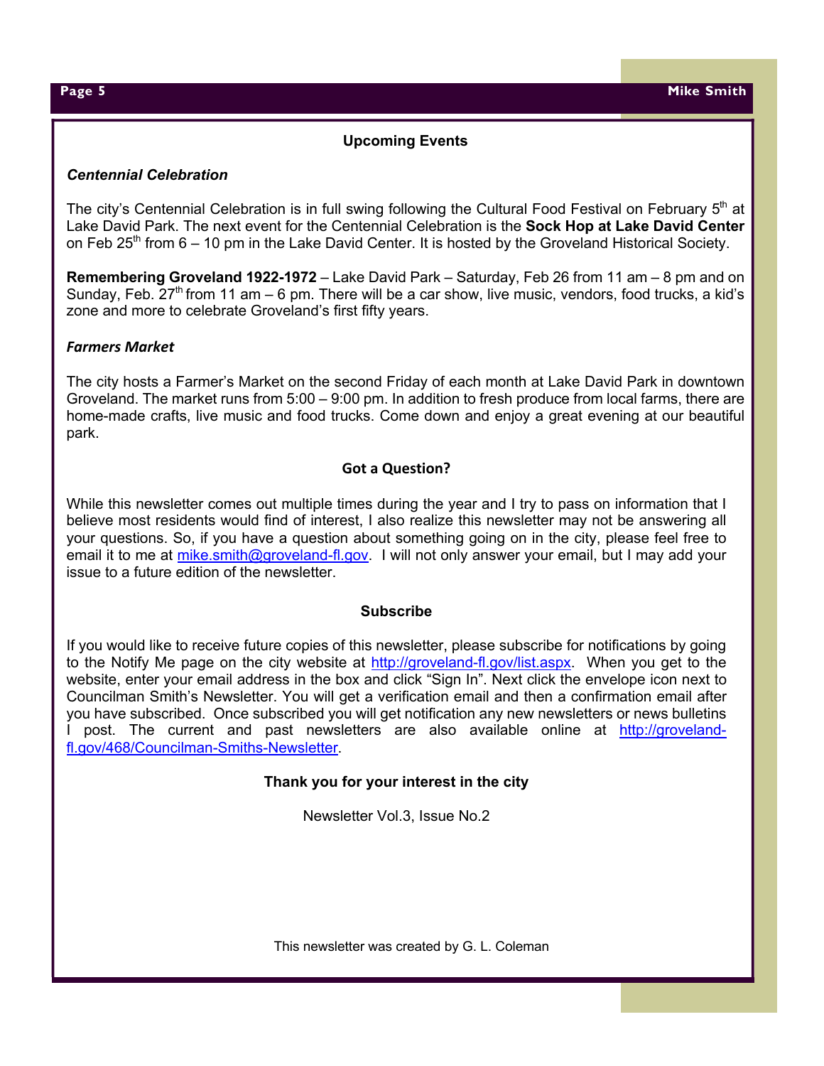## Upcoming Events

***Centennial Celebration***

The city's Centennial Celebration is in full swing following the Cultural Food Festival on February 5th at Lake David Park. The next event for the Centennial Celebration is the **Sock Hop at Lake David Center** on Feb 25th from 6 – 10 pm in the Lake David Center. It is hosted by the Groveland Historical Society.

**Remembering Groveland 1922-1972** – Lake David Park – Saturday, Feb 26 from 11 am – 8 pm and on Sunday, Feb. 27th from 11 am – 6 pm. There will be a car show, live music, vendors, food trucks, a kid's zone and more to celebrate Groveland's first fifty years.

***Farmers Market***

The city hosts a Farmer's Market on the second Friday of each month at Lake David Park in downtown Groveland. The market runs from 5:00 – 9:00 pm. In addition to fresh produce from local farms, there are home-made crafts, live music and food trucks. Come down and enjoy a great evening at our beautiful park.

## Got a Question?

While this newsletter comes out multiple times during the year and I try to pass on information that I believe most residents would find of interest, I also realize this newsletter may not be answering all your questions. So, if you have a question about something going on in the city, please feel free to email it to me at mike.smith@groveland-fl.gov. I will not only answer your email, but I may add your issue to a future edition of the newsletter.

## Subscribe

If you would like to receive future copies of this newsletter, please subscribe for notifications by going to the Notify Me page on the city website at http://groveland-fl.gov/list.aspx. When you get to the website, enter your email address in the box and click "Sign In". Next click the envelope icon next to Councilman Smith's Newsletter. You will get a verification email and then a confirmation email after you have subscribed. Once subscribed you will get notification any new newsletters or news bulletins I post. The current and past newsletters are also available online at http://groveland-fl.gov/468/Councilman-Smiths-Newsletter.

**Thank you for your interest in the city**

Newsletter Vol.3, Issue No.2

This newsletter was created by G. L. Coleman